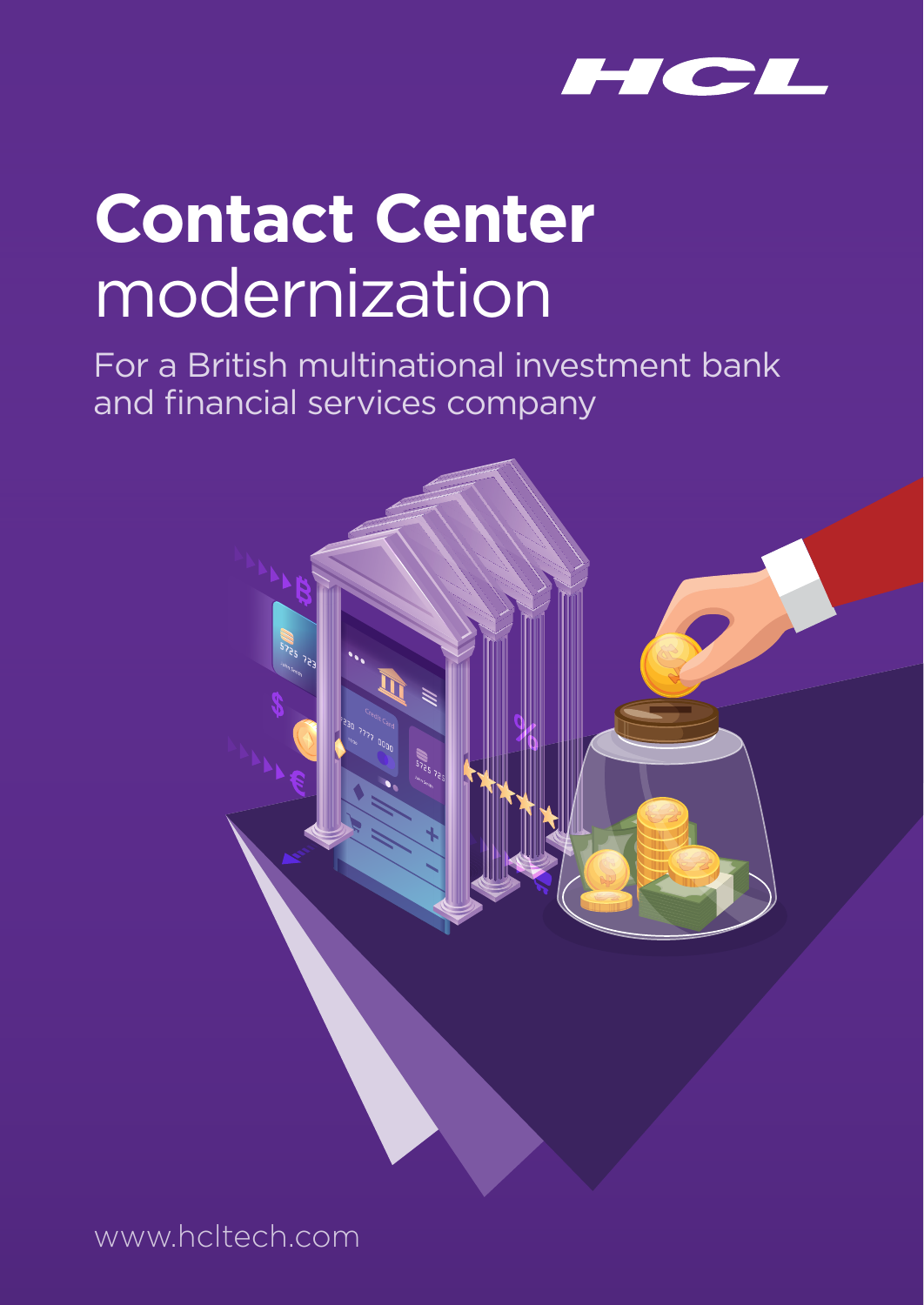HCL

# **Contact Center** modernization

For a British multinational investment bank and financial services company

www.hcltech.com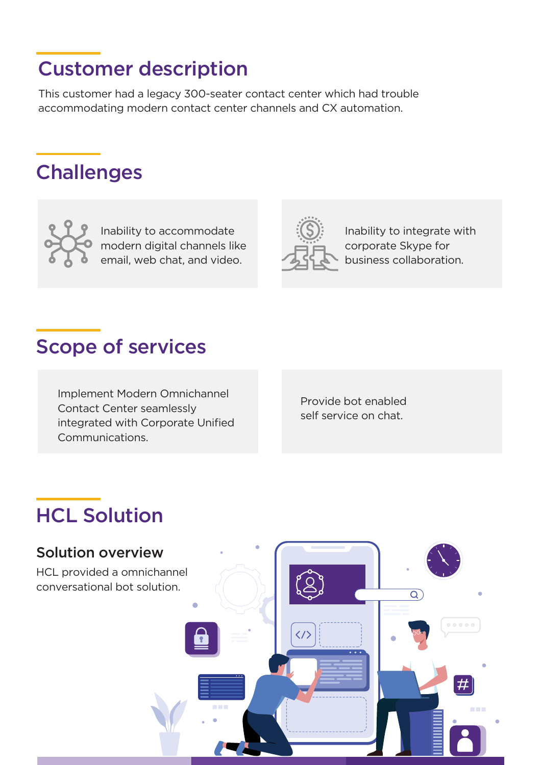## Customer description

This customer had a legacy 300-seater contact center which had trouble accommodating modern contact center channels and CX automation.

## Challenges

Inability to accommodate modern digital channels like email, web chat, and video.

Inability to integrate with corporate Skype for business collaboration.

## Scope of services

Implement Modern Omnichannel Contact Center seamlessly integrated with Corporate Unified Communications.

Provide bot enabled self service on chat.

## HCL Solution

### Solution overview

HCL provided a omnichannel conversational bot solution.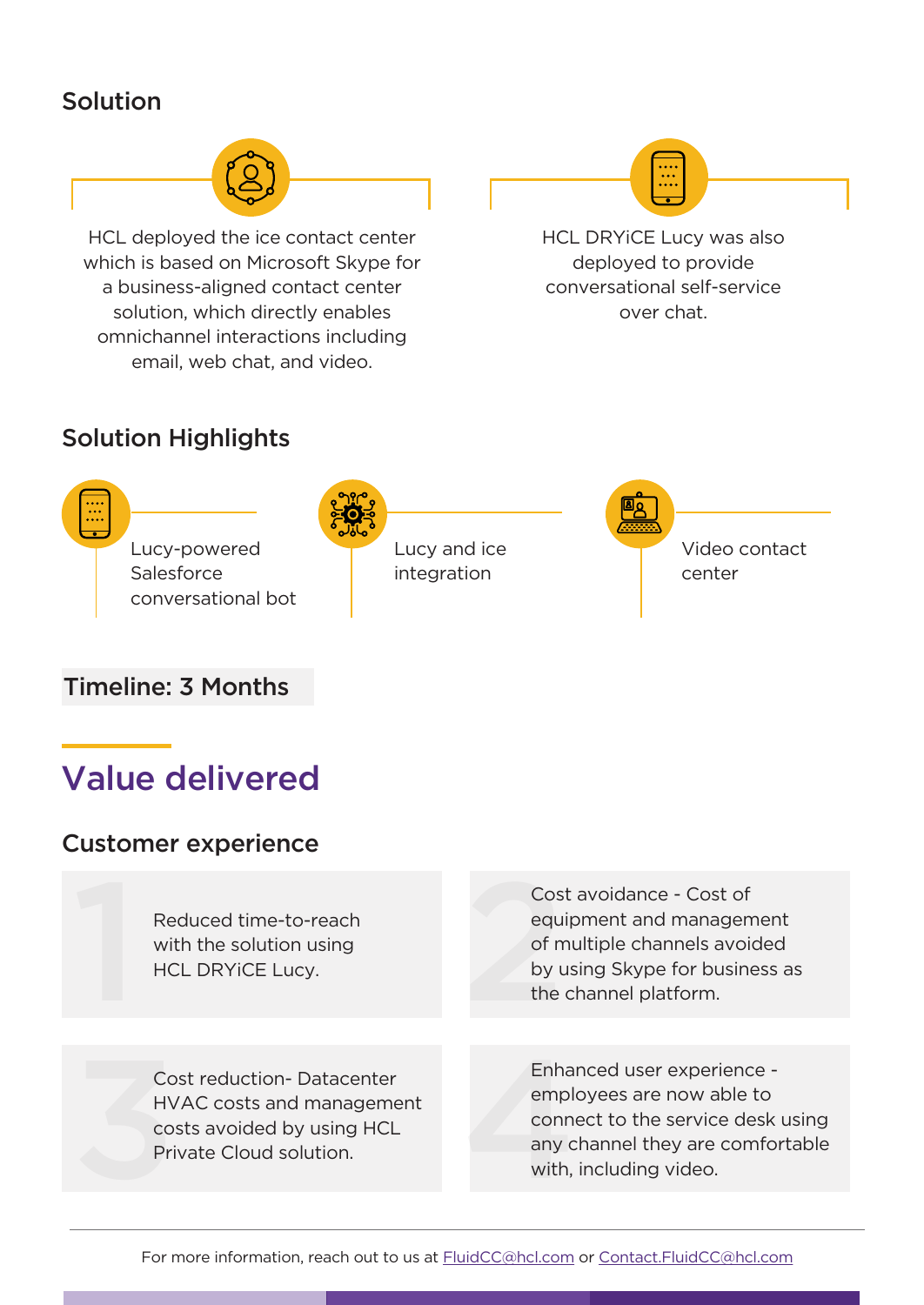## Solution

HCL deployed the ice contact center which is based on Microsoft Skype for a business-aligned contact center solution, which directly enables omnichannel interactions including email, web chat, and video.

HCL DRYiCE Lucy was also deployed to provide conversational self-service over chat.

## Solution Highlights

- Lucy-powered Salesforce conversational bot
- Lucy and ice integration
- Video contact center

**Timeline: 3 Months**

# Value delivered

## Customer experience

1. Reduced time-to-reach with the solution using HCL DRYiCE Lucy.
2. Cost avoidance - Cost of equipment and management of multiple channels avoided by using Skype for business as the channel platform.
3. Cost reduction- Datacenter HVAC costs and management costs avoided by using HCL Private Cloud solution.
4. Enhanced user experience - employees are now able to connect to the service desk using any channel they are comfortable with, including video.

For more information, reach out to us at FluidCC@hcl.com or Contact.FluidCC@hcl.com